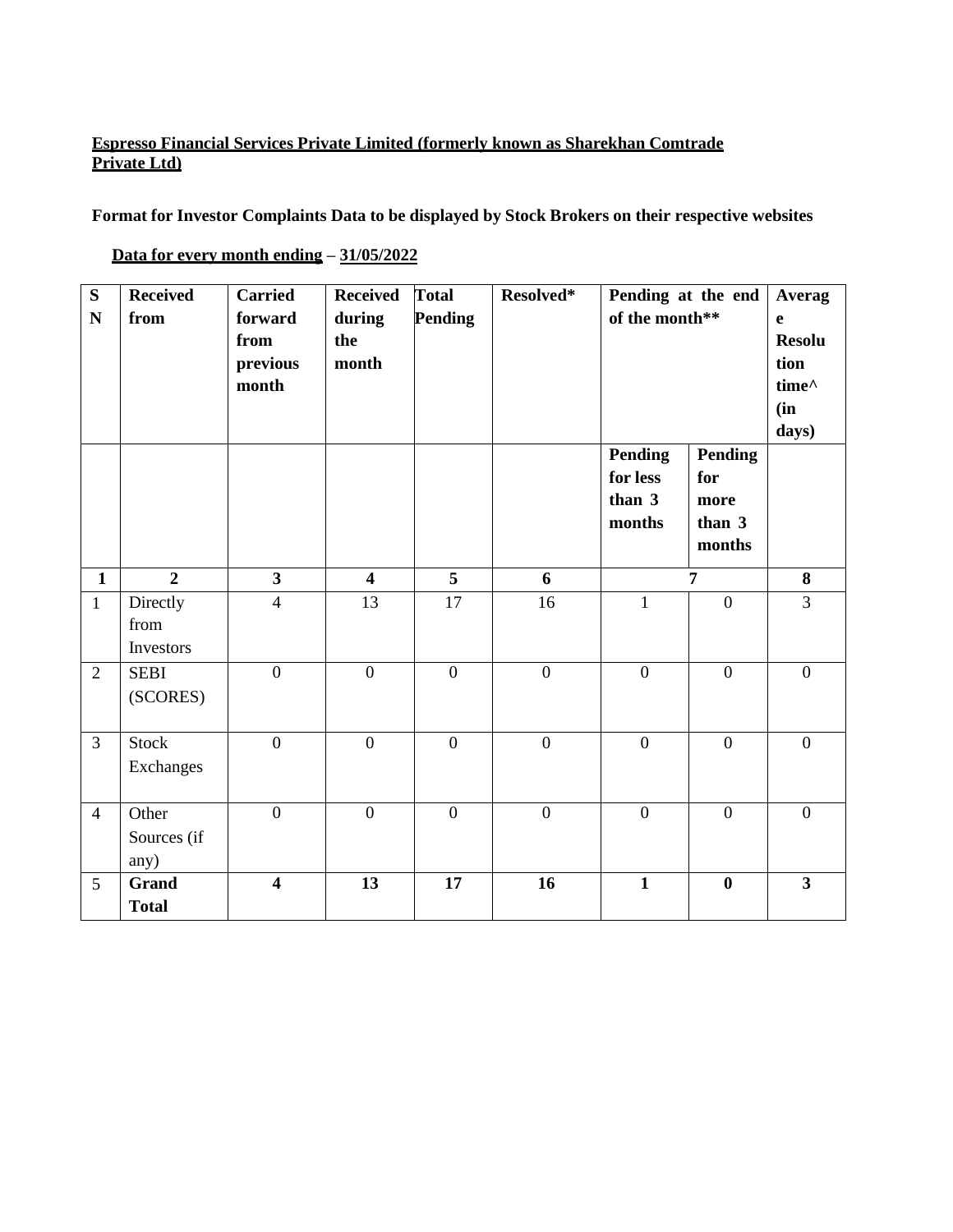**Espresso Financial Services Private Limited (formerly known as Sharekhan Comtrade Private Ltd)**

**Format for Investor Complaints Data to be displayed by Stock Brokers on their respective websites**

**Data for every month ending – 31/05/2022**

| SN | Received from | Carried forward from previous month | Received during the month | Total Pending | Resolved* | Pending at the end of the month** | | Average Resolution time^ (in days) |
|---|---|---|---|---|---|---|---|---|
| | | | | | | Pending for less than 3 months | Pending for more than 3 months | |
| 1 | 2 | 3 | 4 | 5 | 6 | 7 | | 8 |
| 1 | Directly from Investors | 4 | 13 | 17 | 16 | 1 | 0 | 3 |
| 2 | SEBI (SCORES) | 0 | 0 | 0 | 0 | 0 | 0 | 0 |
| 3 | Stock Exchanges | 0 | 0 | 0 | 0 | 0 | 0 | 0 |
| 4 | Other Sources (if any) | 0 | 0 | 0 | 0 | 0 | 0 | 0 |
| 5 | **Grand Total** | **4** | **13** | **17** | **16** | **1** | **0** | **3** |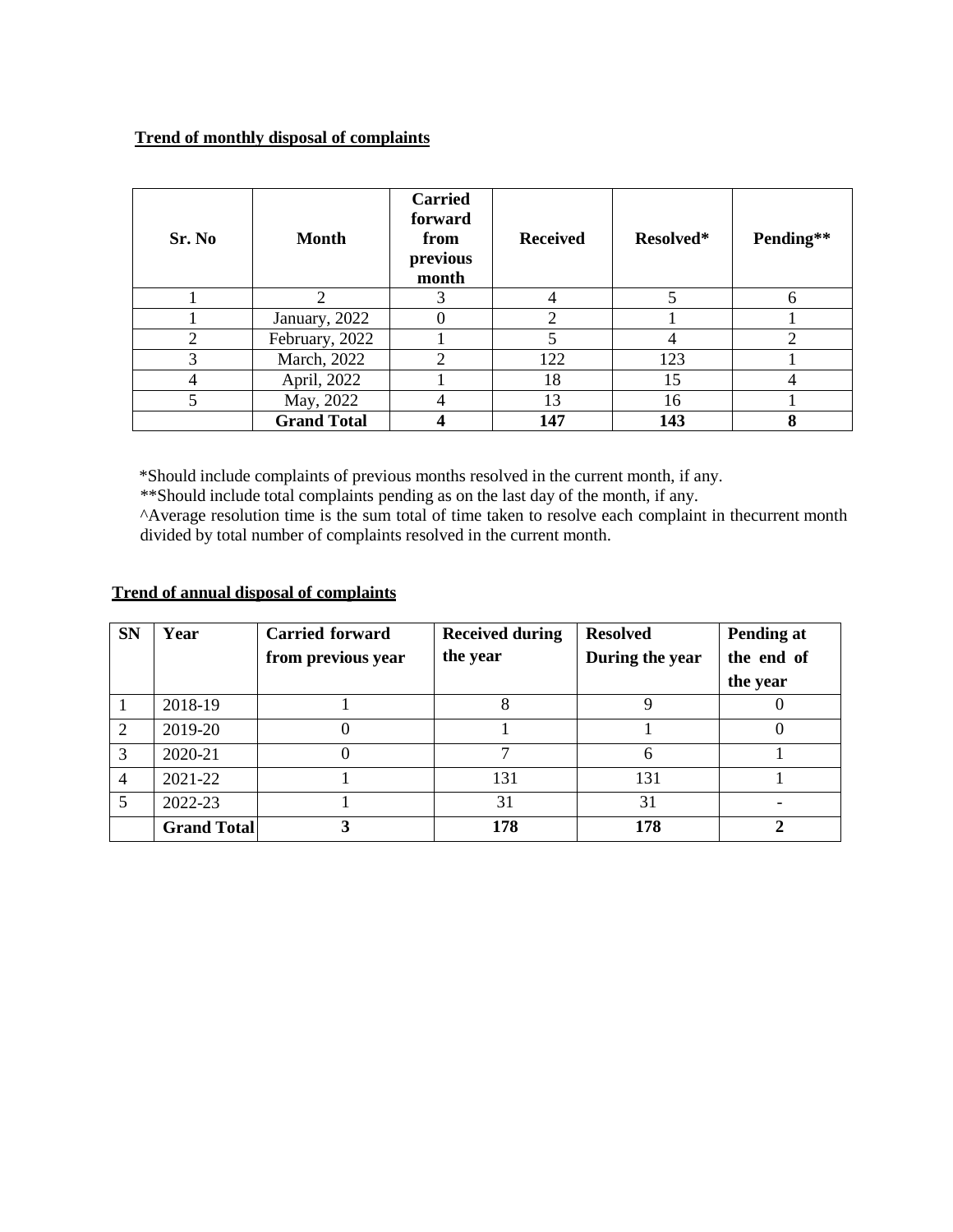**Trend of monthly disposal of complaints**

| Sr. No | Month | Carried forward from previous month | Received | Resolved* | Pending** |
|---|---|---|---|---|---|
| 1 | 2 | 3 | 4 | 5 | 6 |
| 1 | January, 2022 | 0 | 2 | 1 | 1 |
| 2 | February, 2022 | 1 | 5 | 4 | 2 |
| 3 | March, 2022 | 2 | 122 | 123 | 1 |
| 4 | April, 2022 | 1 | 18 | 15 | 4 |
| 5 | May, 2022 | 4 | 13 | 16 | 1 |
| | **Grand Total** | **4** | **147** | **143** | **8** |

*Should include complaints of previous months resolved in the current month, if any.

**Should include total complaints pending as on the last day of the month, if any.

^Average resolution time is the sum total of time taken to resolve each complaint in thecurrent month divided by total number of complaints resolved in the current month.

**Trend of annual disposal of complaints**

| SN | Year | Carried forward from previous year | Received during the year | Resolved During the year | Pending at the end of the year |
|---|---|---|---|---|---|
| 1 | 2018-19 | 1 | 8 | 9 | 0 |
| 2 | 2019-20 | 0 | 1 | 1 | 0 |
| 3 | 2020-21 | 0 | 7 | 6 | 1 |
| 4 | 2021-22 | 1 | 131 | 131 | 1 |
| 5 | 2022-23 | 1 | 31 | 31 | - |
| | **Grand Total** | **3** | **178** | **178** | **2** |